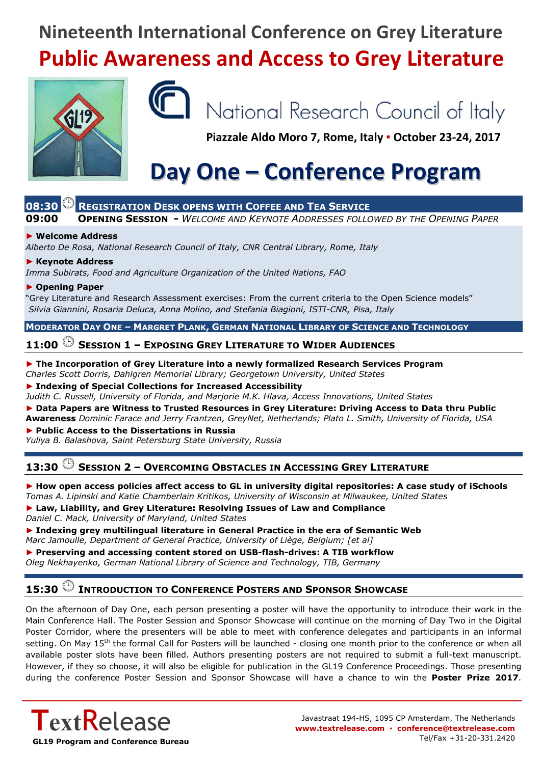# Nineteenth International Conference on Grey Literature

# Public Awareness and Access to Grey Literature

National Research Council of Italy

**Piazzale Aldo Moro 7, Rome, Italy ▪ October 23-24, 2017**

## Day One – Conference Program

**08:30** **REGISTRATION DESK OPENS WITH COFFEE AND TEA SERVICE**

**09:00** **OPENING SESSION** - *WELCOME AND KEYNOTE ADDRESSES FOLLOWED BY THE OPENING PAPER*

► **Welcome Address**
*Alberto De Rosa, National Research Council of Italy, CNR Central Library, Rome, Italy*

► **Keynote Address**
*Imma Subirats, Food and Agriculture Organization of the United Nations, FAO*

► **Opening Paper**
"Grey Literature and Research Assessment exercises: From the current criteria to the Open Science models"
*Silvia Giannini, Rosaria Deluca, Anna Molino, and Stefania Biagioni, ISTI-CNR, Pisa, Italy*

**MODERATOR DAY ONE – MARGRET PLANK, GERMAN NATIONAL LIBRARY OF SCIENCE AND TECHNOLOGY**

### 11:00 SESSION 1 – EXPOSING GREY LITERATURE TO WIDER AUDIENCES

► **The Incorporation of Grey Literature into a newly formalized Research Services Program**
*Charles Scott Dorris, Dahlgren Memorial Library; Georgetown University, United States*

► **Indexing of Special Collections for Increased Accessibility**
*Judith C. Russell, University of Florida, and Marjorie M.K. Hlava, Access Innovations, United States*

► **Data Papers are Witness to Trusted Resources in Grey Literature: Driving Access to Data thru Public Awareness** *Dominic Farace and Jerry Frantzen, GreyNet, Netherlands; Plato L. Smith, University of Florida, USA*

► **Public Access to the Dissertations in Russia**
*Yuliya B. Balashova, Saint Petersburg State University, Russia*

### 13:30 SESSION 2 – OVERCOMING OBSTACLES IN ACCESSING GREY LITERATURE

► **How open access policies affect access to GL in university digital repositories: A case study of iSchools**
*Tomas A. Lipinski and Katie Chamberlain Kritikos, University of Wisconsin at Milwaukee, United States*

► **Law, Liability, and Grey Literature: Resolving Issues of Law and Compliance**
*Daniel C. Mack, University of Maryland, United States*

► **Indexing grey multilingual literature in General Practice in the era of Semantic Web**
*Marc Jamoulle, Department of General Practice, University of Liège, Belgium; [et al]*

► **Preserving and accessing content stored on USB-flash-drives: A TIB workflow**
*Oleg Nekhayenko, German National Library of Science and Technology, TIB, Germany*

### 15:30 INTRODUCTION TO CONFERENCE POSTERS AND SPONSOR SHOWCASE

On the afternoon of Day One, each person presenting a poster will have the opportunity to introduce their work in the Main Conference Hall. The Poster Session and Sponsor Showcase will continue on the morning of Day Two in the Digital Poster Corridor, where the presenters will be able to meet with conference delegates and participants in an informal setting. On May 15th the formal Call for Posters will be launched - closing one month prior to the conference or when all available poster slots have been filled. Authors presenting posters are not required to submit a full-text manuscript. However, if they so choose, it will also be eligible for publication in the GL19 Conference Proceedings. Those presenting during the conference Poster Session and Sponsor Showcase will have a chance to win the **Poster Prize 2017**.

TextRelease
**GL19 Program and Conference Bureau**

Javastraat 194-HS, 1095 CP Amsterdam, The Netherlands
**www.textrelease.com ▪ conference@textrelease.com**
Tel/Fax +31-20-331.2420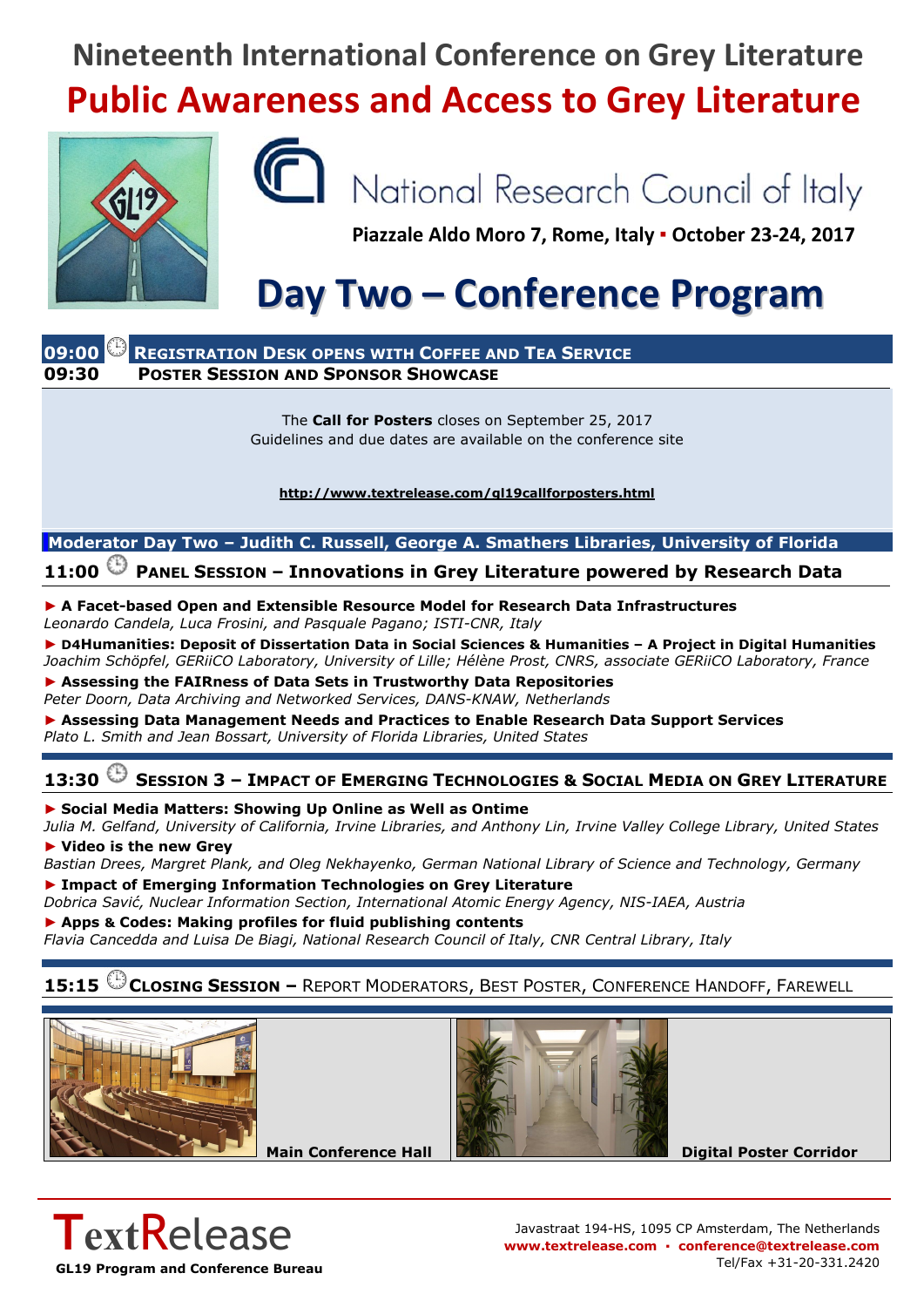# Nineteenth International Conference on Grey Literature

# Public Awareness and Access to Grey Literature

National Research Council of Italy

**Piazzale Aldo Moro 7, Rome, Italy ▪ October 23-24, 2017**

## Day Two – Conference Program

**09:00 REGISTRATION DESK OPENS WITH COFFEE AND TEA SERVICE**

**09:30 POSTER SESSION AND SPONSOR SHOWCASE**

The **Call for Posters** closes on September 25, 2017
Guidelines and due dates are available on the conference site

**http://www.textrelease.com/gl19callforposters.html**

**Moderator Day Two – Judith C. Russell, George A. Smathers Libraries, University of Florida**

### 11:00 PANEL SESSION – Innovations in Grey Literature powered by Research Data

► **A Facet-based Open and Extensible Resource Model for Research Data Infrastructures**
*Leonardo Candela, Luca Frosini, and Pasquale Pagano; ISTI-CNR, Italy*

► **D4Humanities: Deposit of Dissertation Data in Social Sciences & Humanities – A Project in Digital Humanities**
*Joachim Schöpfel, GERiiCO Laboratory, University of Lille; Hélène Prost, CNRS, associate GERiiCO Laboratory, France*

► **Assessing the FAIRness of Data Sets in Trustworthy Data Repositories**
*Peter Doorn, Data Archiving and Networked Services, DANS-KNAW, Netherlands*

► **Assessing Data Management Needs and Practices to Enable Research Data Support Services**
*Plato L. Smith and Jean Bossart, University of Florida Libraries, United States*

### 13:30 SESSION 3 – IMPACT OF EMERGING TECHNOLOGIES & SOCIAL MEDIA ON GREY LITERATURE

► **Social Media Matters: Showing Up Online as Well as Ontime**
*Julia M. Gelfand, University of California, Irvine Libraries, and Anthony Lin, Irvine Valley College Library, United States*

► **Video is the new Grey**
*Bastian Drees, Margret Plank, and Oleg Nekhayenko, German National Library of Science and Technology, Germany*

► **Impact of Emerging Information Technologies on Grey Literature**
*Dobrica Savić, Nuclear Information Section, International Atomic Energy Agency, NIS-IAEA, Austria*

► **Apps & Codes: Making profiles for fluid publishing contents**
*Flavia Cancedda and Luisa De Biagi, National Research Council of Italy, CNR Central Library, Italy*

### 15:15 CLOSING SESSION – REPORT MODERATORS, BEST POSTER, CONFERENCE HANDOFF, FAREWELL

**Main Conference Hall**

**Digital Poster Corridor**

TextRelease
**GL19 Program and Conference Bureau**

Javastraat 194-HS, 1095 CP Amsterdam, The Netherlands
**www.textrelease.com ▪ conference@textrelease.com**
Tel/Fax +31-20-331.2420